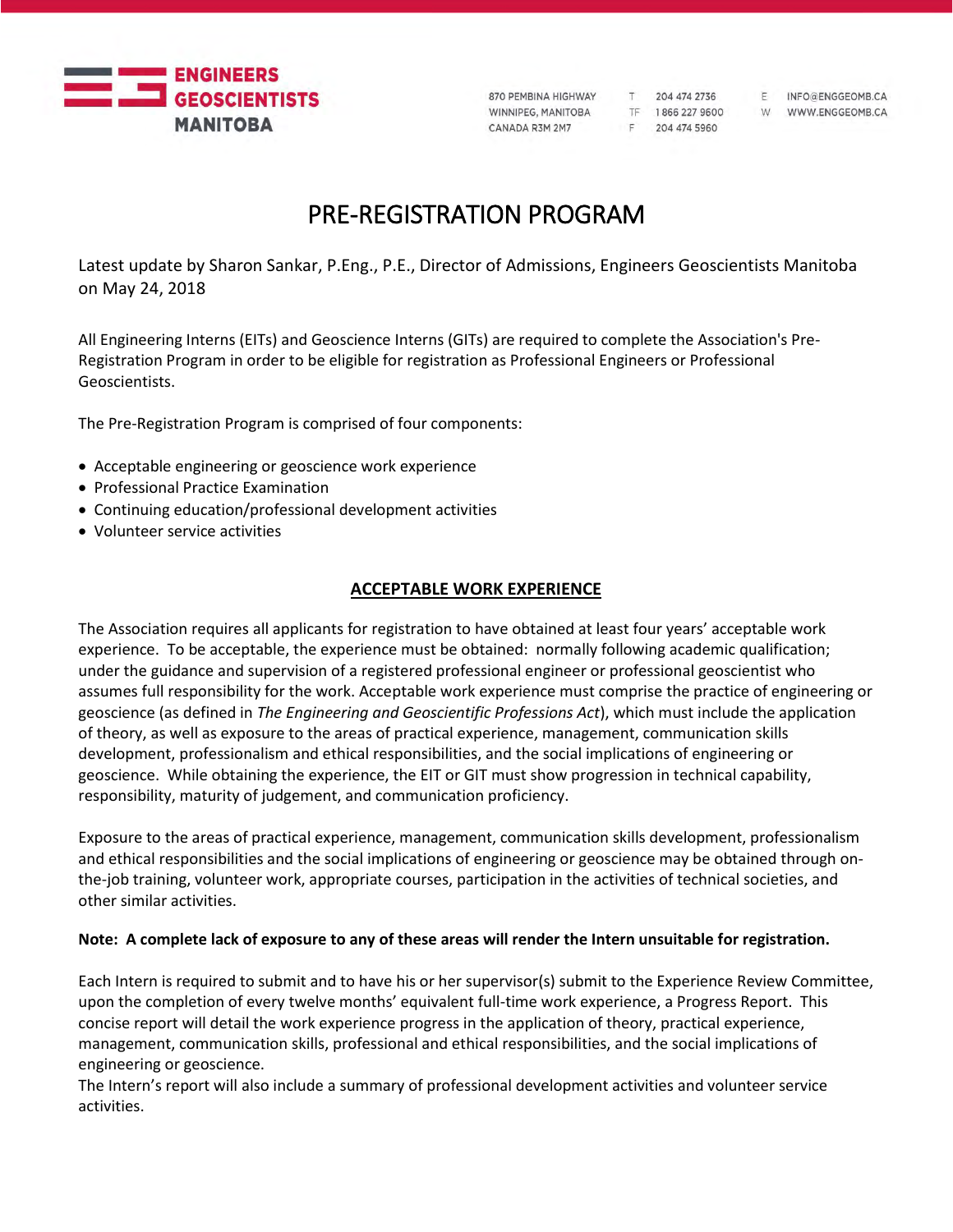ENGINEERS GEOSCIENTISTS MANITOBA

870 PEMBINA HIGHWAY
WINNIPEG, MANITOBA
CANADA R3M 2M7

T 204 474 2736
TF 1 866 227 9600
F 204 474 5960

E INFO@ENGGEOMB.CA
W WWW.ENGGEOMB.CA

# PRE-REGISTRATION PROGRAM

Latest update by Sharon Sankar, P.Eng., P.E., Director of Admissions, Engineers Geoscientists Manitoba on May 24, 2018

All Engineering Interns (EITs) and Geoscience Interns (GITs) are required to complete the Association's Pre-Registration Program in order to be eligible for registration as Professional Engineers or Professional Geoscientists.

The Pre-Registration Program is comprised of four components:

- Acceptable engineering or geoscience work experience
- Professional Practice Examination
- Continuing education/professional development activities
- Volunteer service activities

## ACCEPTABLE WORK EXPERIENCE

The Association requires all applicants for registration to have obtained at least four years' acceptable work experience. To be acceptable, the experience must be obtained: normally following academic qualification; under the guidance and supervision of a registered professional engineer or professional geoscientist who assumes full responsibility for the work. Acceptable work experience must comprise the practice of engineering or geoscience (as defined in *The Engineering and Geoscientific Professions Act*), which must include the application of theory, as well as exposure to the areas of practical experience, management, communication skills development, professionalism and ethical responsibilities, and the social implications of engineering or geoscience. While obtaining the experience, the EIT or GIT must show progression in technical capability, responsibility, maturity of judgement, and communication proficiency.

Exposure to the areas of practical experience, management, communication skills development, professionalism and ethical responsibilities and the social implications of engineering or geoscience may be obtained through on-the-job training, volunteer work, appropriate courses, participation in the activities of technical societies, and other similar activities.

**Note: A complete lack of exposure to any of these areas will render the Intern unsuitable for registration.**

Each Intern is required to submit and to have his or her supervisor(s) submit to the Experience Review Committee, upon the completion of every twelve months' equivalent full-time work experience, a Progress Report. This concise report will detail the work experience progress in the application of theory, practical experience, management, communication skills, professional and ethical responsibilities, and the social implications of engineering or geoscience.
The Intern's report will also include a summary of professional development activities and volunteer service activities.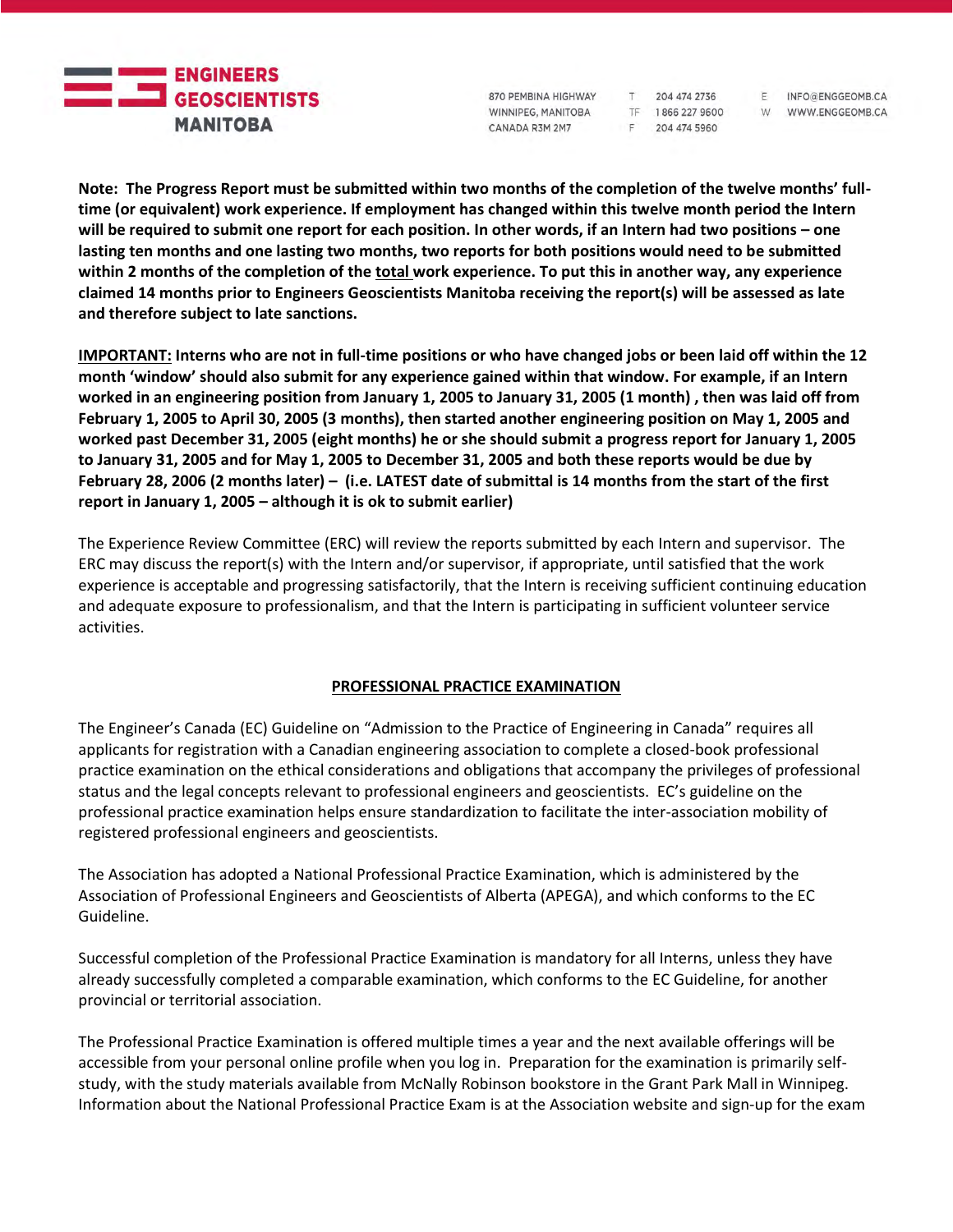**Note: The Progress Report must be submitted within two months of the completion of the twelve months' full-time (or equivalent) work experience. If employment has changed within this twelve month period the Intern will be required to submit one report for each position. In other words, if an Intern had two positions – one lasting ten months and one lasting two months, two reports for both positions would need to be submitted within 2 months of the completion of the <u>total</u> work experience. To put this in another way, any experience claimed 14 months prior to Engineers Geoscientists Manitoba receiving the report(s) will be assessed as late and therefore subject to late sanctions.**

**<u>IMPORTANT:</u> Interns who are not in full-time positions or who have changed jobs or been laid off within the 12 month 'window' should also submit for any experience gained within that window. For example, if an Intern worked in an engineering position from January 1, 2005 to January 31, 2005 (1 month) , then was laid off from February 1, 2005 to April 30, 2005 (3 months), then started another engineering position on May 1, 2005 and worked past December 31, 2005 (eight months) he or she should submit a progress report for January 1, 2005 to January 31, 2005 and for May 1, 2005 to December 31, 2005 and both these reports would be due by February 28, 2006 (2 months later) – (i.e. LATEST date of submittal is 14 months from the start of the first report in January 1, 2005 – although it is ok to submit earlier)**

The Experience Review Committee (ERC) will review the reports submitted by each Intern and supervisor. The ERC may discuss the report(s) with the Intern and/or supervisor, if appropriate, until satisfied that the work experience is acceptable and progressing satisfactorily, that the Intern is receiving sufficient continuing education and adequate exposure to professionalism, and that the Intern is participating in sufficient volunteer service activities.

## <u>PROFESSIONAL PRACTICE EXAMINATION</u>

The Engineer's Canada (EC) Guideline on "Admission to the Practice of Engineering in Canada" requires all applicants for registration with a Canadian engineering association to complete a closed-book professional practice examination on the ethical considerations and obligations that accompany the privileges of professional status and the legal concepts relevant to professional engineers and geoscientists. EC's guideline on the professional practice examination helps ensure standardization to facilitate the inter-association mobility of registered professional engineers and geoscientists.

The Association has adopted a National Professional Practice Examination, which is administered by the Association of Professional Engineers and Geoscientists of Alberta (APEGA), and which conforms to the EC Guideline.

Successful completion of the Professional Practice Examination is mandatory for all Interns, unless they have already successfully completed a comparable examination, which conforms to the EC Guideline, for another provincial or territorial association.

The Professional Practice Examination is offered multiple times a year and the next available offerings will be accessible from your personal online profile when you log in. Preparation for the examination is primarily self-study, with the study materials available from McNally Robinson bookstore in the Grant Park Mall in Winnipeg. Information about the National Professional Practice Exam is at the Association website and sign-up for the exam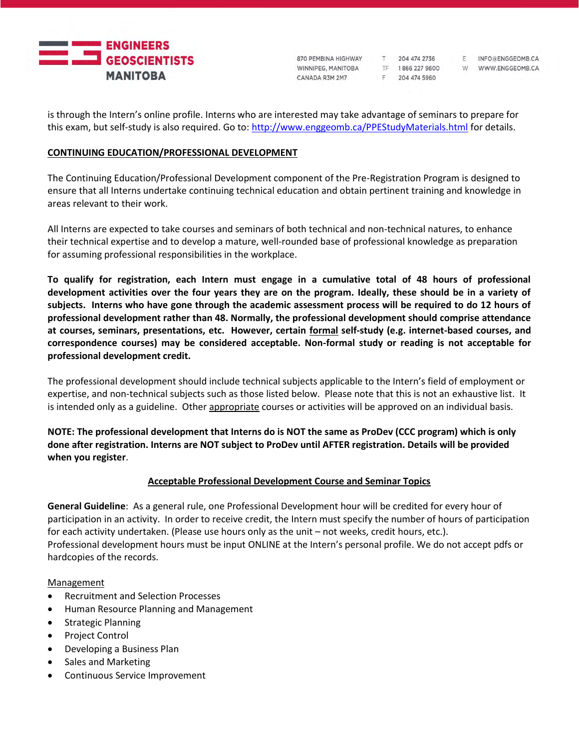is through the Intern's online profile. Interns who are interested may take advantage of seminars to prepare for this exam, but self-study is also required. Go to: http://www.enggeomb.ca/PPEStudyMaterials.html for details.

## CONTINUING EDUCATION/PROFESSIONAL DEVELOPMENT

The Continuing Education/Professional Development component of the Pre-Registration Program is designed to ensure that all Interns undertake continuing technical education and obtain pertinent training and knowledge in areas relevant to their work.

All Interns are expected to take courses and seminars of both technical and non-technical natures, to enhance their technical expertise and to develop a mature, well-rounded base of professional knowledge as preparation for assuming professional responsibilities in the workplace.

**To qualify for registration, each Intern must engage in a cumulative total of 48 hours of professional development activities over the four years they are on the program. Ideally, these should be in a variety of subjects. Interns who have gone through the academic assessment process will be required to do 12 hours of professional development rather than 48. Normally, the professional development should comprise attendance at courses, seminars, presentations, etc. However, certain formal self-study (e.g. internet-based courses, and correspondence courses) may be considered acceptable. Non-formal study or reading is not acceptable for professional development credit.**

The professional development should include technical subjects applicable to the Intern's field of employment or expertise, and non-technical subjects such as those listed below. Please note that this is not an exhaustive list. It is intended only as a guideline. Other appropriate courses or activities will be approved on an individual basis.

**NOTE: The professional development that Interns do is NOT the same as ProDev (CCC program) which is only done after registration. Interns are NOT subject to ProDev until AFTER registration. Details will be provided when you register**.

### Acceptable Professional Development Course and Seminar Topics

**General Guideline**: As a general rule, one Professional Development hour will be credited for every hour of participation in an activity. In order to receive credit, the Intern must specify the number of hours of participation for each activity undertaken. (Please use hours only as the unit – not weeks, credit hours, etc.).
Professional development hours must be input ONLINE at the Intern's personal profile. We do not accept pdfs or hardcopies of the records.

Management

- Recruitment and Selection Processes
- Human Resource Planning and Management
- Strategic Planning
- Project Control
- Developing a Business Plan
- Sales and Marketing
- Continuous Service Improvement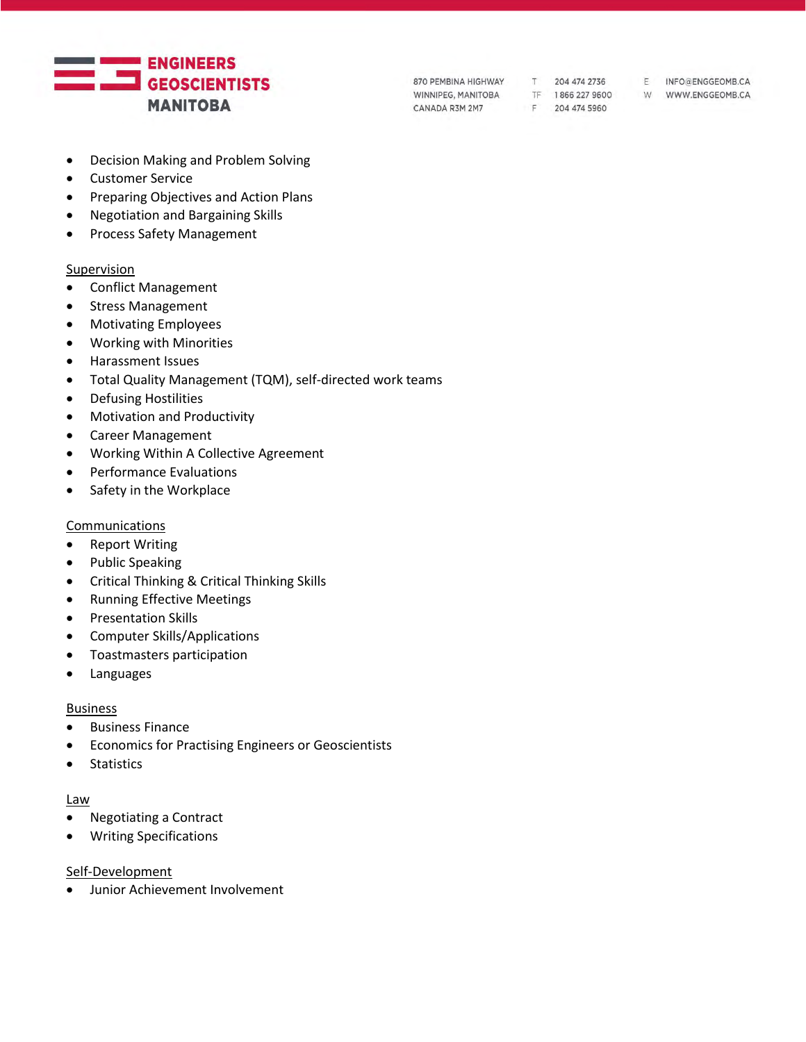- Decision Making and Problem Solving
- Customer Service
- Preparing Objectives and Action Plans
- Negotiation and Bargaining Skills
- Process Safety Management

Supervision

- Conflict Management
- Stress Management
- Motivating Employees
- Working with Minorities
- Harassment Issues
- Total Quality Management (TQM), self-directed work teams
- Defusing Hostilities
- Motivation and Productivity
- Career Management
- Working Within A Collective Agreement
- Performance Evaluations
- Safety in the Workplace

Communications

- Report Writing
- Public Speaking
- Critical Thinking & Critical Thinking Skills
- Running Effective Meetings
- Presentation Skills
- Computer Skills/Applications
- Toastmasters participation
- Languages

Business

- Business Finance
- Economics for Practising Engineers or Geoscientists
- Statistics

Law

- Negotiating a Contract
- Writing Specifications

Self-Development

- Junior Achievement Involvement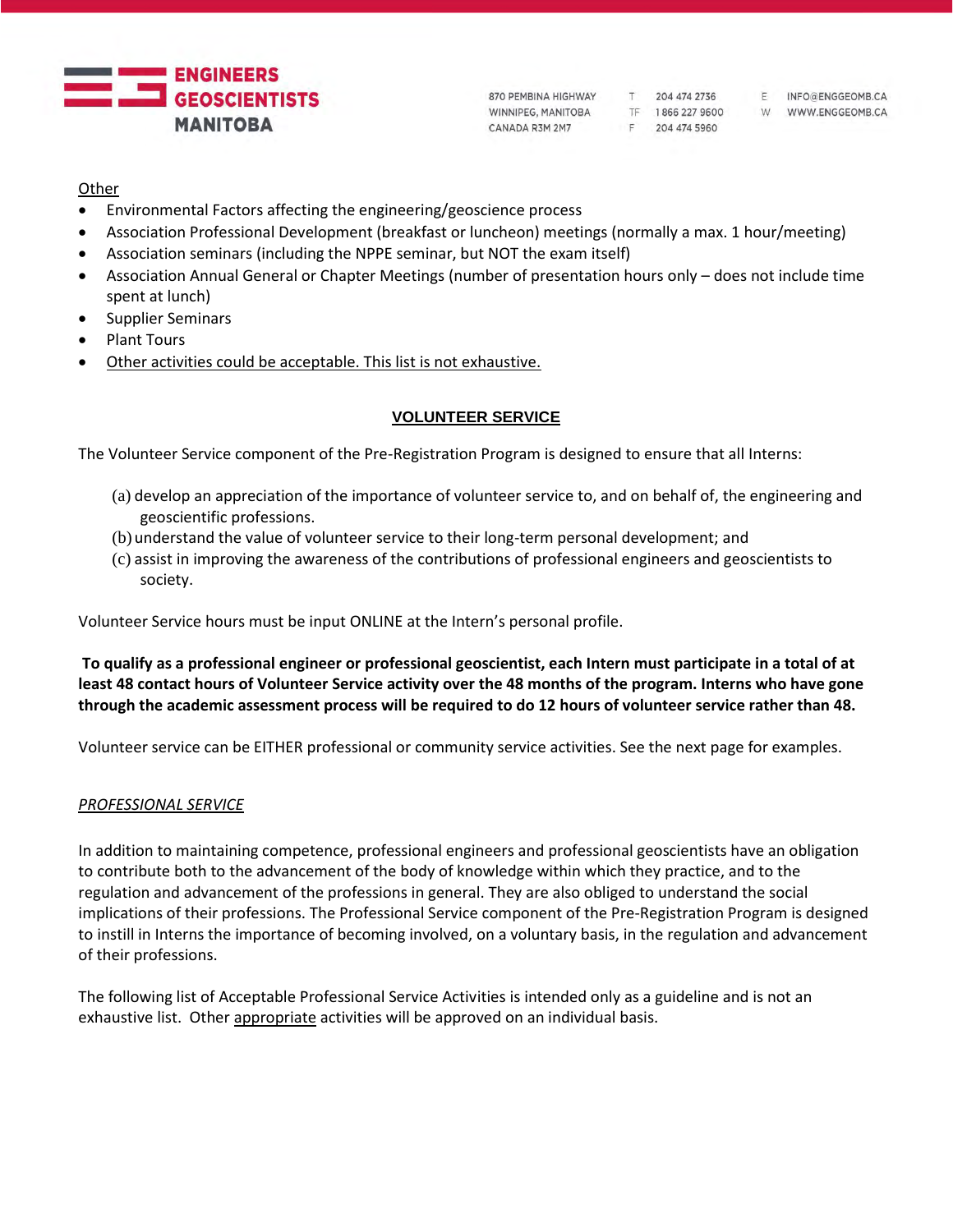<u>Other</u>

- Environmental Factors affecting the engineering/geoscience process
- Association Professional Development (breakfast or luncheon) meetings (normally a max. 1 hour/meeting)
- Association seminars (including the NPPE seminar, but NOT the exam itself)
- Association Annual General or Chapter Meetings (number of presentation hours only – does not include time spent at lunch)
- Supplier Seminars
- Plant Tours
- <u>Other activities could be acceptable. This list is not exhaustive.</u>

## VOLUNTEER SERVICE

The Volunteer Service component of the Pre-Registration Program is designed to ensure that all Interns:

(a) develop an appreciation of the importance of volunteer service to, and on behalf of, the engineering and geoscientific professions.
(b) understand the value of volunteer service to their long-term personal development; and
(c) assist in improving the awareness of the contributions of professional engineers and geoscientists to society.

Volunteer Service hours must be input ONLINE at the Intern's personal profile.

**To qualify as a professional engineer or professional geoscientist, each Intern must participate in a total of at least 48 contact hours of Volunteer Service activity over the 48 months of the program. Interns who have gone through the academic assessment process will be required to do 12 hours of volunteer service rather than 48.**

Volunteer service can be EITHER professional or community service activities. See the next page for examples.

### *<u>PROFESSIONAL SERVICE</u>*

In addition to maintaining competence, professional engineers and professional geoscientists have an obligation to contribute both to the advancement of the body of knowledge within which they practice, and to the regulation and advancement of the professions in general. They are also obliged to understand the social implications of their professions. The Professional Service component of the Pre-Registration Program is designed to instill in Interns the importance of becoming involved, on a voluntary basis, in the regulation and advancement of their professions.

The following list of Acceptable Professional Service Activities is intended only as a guideline and is not an exhaustive list. Other <u>appropriate</u> activities will be approved on an individual basis.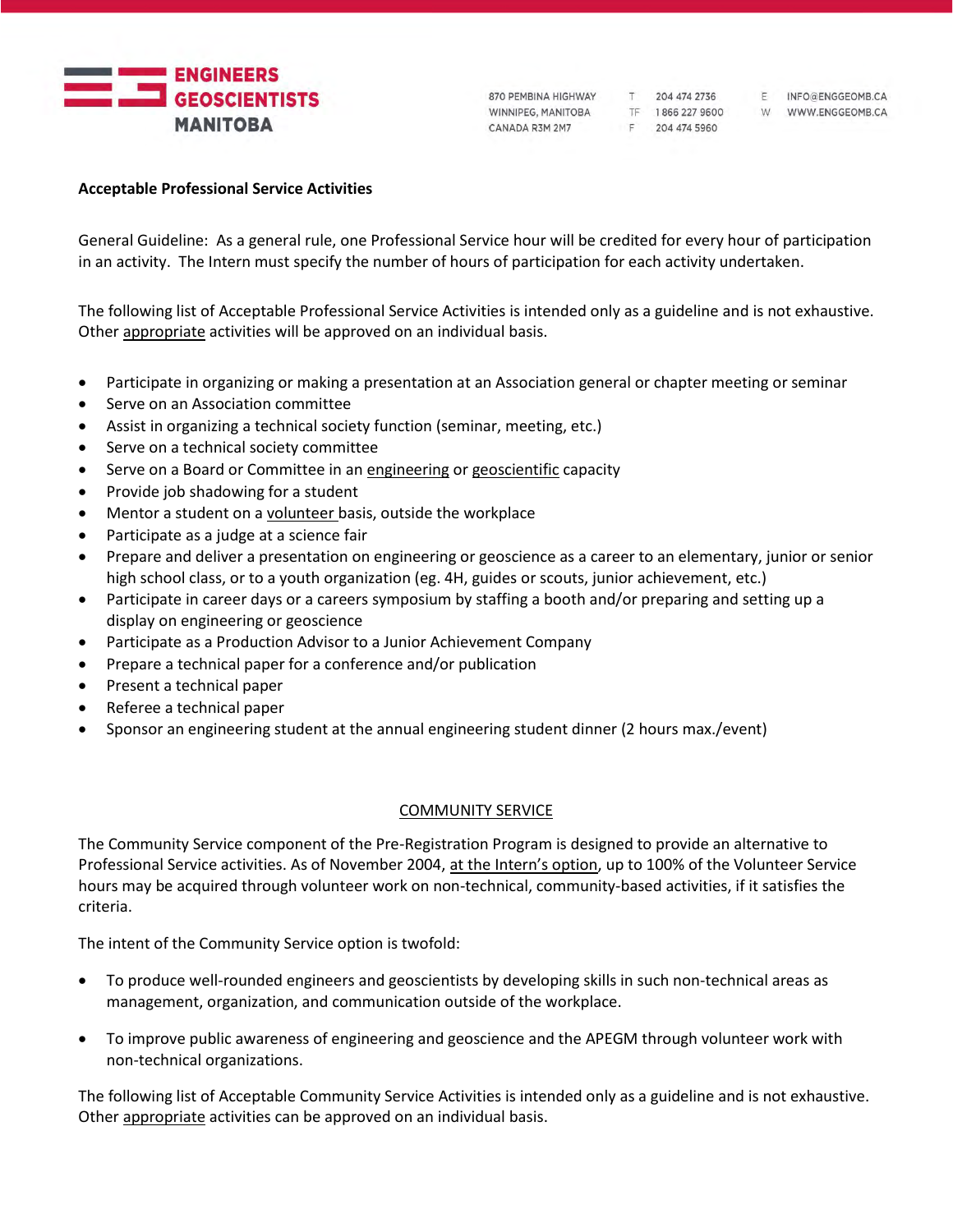**Acceptable Professional Service Activities**

General Guideline: As a general rule, one Professional Service hour will be credited for every hour of participation in an activity. The Intern must specify the number of hours of participation for each activity undertaken.

The following list of Acceptable Professional Service Activities is intended only as a guideline and is not exhaustive. Other appropriate activities will be approved on an individual basis.

- Participate in organizing or making a presentation at an Association general or chapter meeting or seminar
- Serve on an Association committee
- Assist in organizing a technical society function (seminar, meeting, etc.)
- Serve on a technical society committee
- Serve on a Board or Committee in an engineering or geoscientific capacity
- Provide job shadowing for a student
- Mentor a student on a volunteer basis, outside the workplace
- Participate as a judge at a science fair
- Prepare and deliver a presentation on engineering or geoscience as a career to an elementary, junior or senior high school class, or to a youth organization (eg. 4H, guides or scouts, junior achievement, etc.)
- Participate in career days or a careers symposium by staffing a booth and/or preparing and setting up a display on engineering or geoscience
- Participate as a Production Advisor to a Junior Achievement Company
- Prepare a technical paper for a conference and/or publication
- Present a technical paper
- Referee a technical paper
- Sponsor an engineering student at the annual engineering student dinner (2 hours max./event)

## COMMUNITY SERVICE

The Community Service component of the Pre-Registration Program is designed to provide an alternative to Professional Service activities. As of November 2004, at the Intern's option, up to 100% of the Volunteer Service hours may be acquired through volunteer work on non-technical, community-based activities, if it satisfies the criteria.

The intent of the Community Service option is twofold:

- To produce well-rounded engineers and geoscientists by developing skills in such non-technical areas as management, organization, and communication outside of the workplace.
- To improve public awareness of engineering and geoscience and the APEGM through volunteer work with non-technical organizations.

The following list of Acceptable Community Service Activities is intended only as a guideline and is not exhaustive. Other appropriate activities can be approved on an individual basis.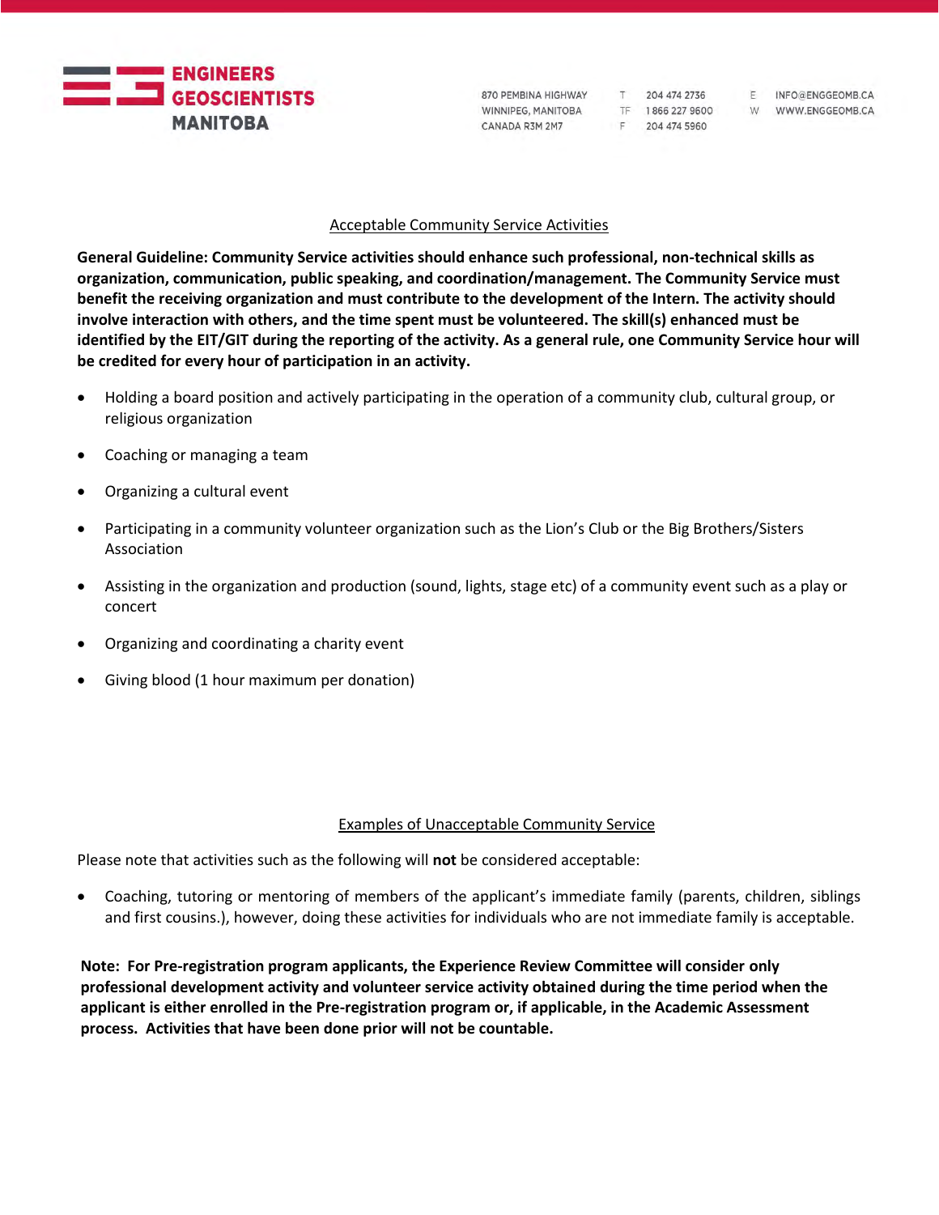## Acceptable Community Service Activities

**General Guideline: Community Service activities should enhance such professional, non-technical skills as organization, communication, public speaking, and coordination/management. The Community Service must benefit the receiving organization and must contribute to the development of the Intern. The activity should involve interaction with others, and the time spent must be volunteered. The skill(s) enhanced must be identified by the EIT/GIT during the reporting of the activity. As a general rule, one Community Service hour will be credited for every hour of participation in an activity.**

- Holding a board position and actively participating in the operation of a community club, cultural group, or religious organization
- Coaching or managing a team
- Organizing a cultural event
- Participating in a community volunteer organization such as the Lion's Club or the Big Brothers/Sisters Association
- Assisting in the organization and production (sound, lights, stage etc) of a community event such as a play or concert
- Organizing and coordinating a charity event
- Giving blood (1 hour maximum per donation)

## Examples of Unacceptable Community Service

Please note that activities such as the following will **not** be considered acceptable:

- Coaching, tutoring or mentoring of members of the applicant's immediate family (parents, children, siblings and first cousins.), however, doing these activities for individuals who are not immediate family is acceptable.

**Note: For Pre-registration program applicants, the Experience Review Committee will consider only professional development activity and volunteer service activity obtained during the time period when the applicant is either enrolled in the Pre-registration program or, if applicable, in the Academic Assessment process. Activities that have been done prior will not be countable.**